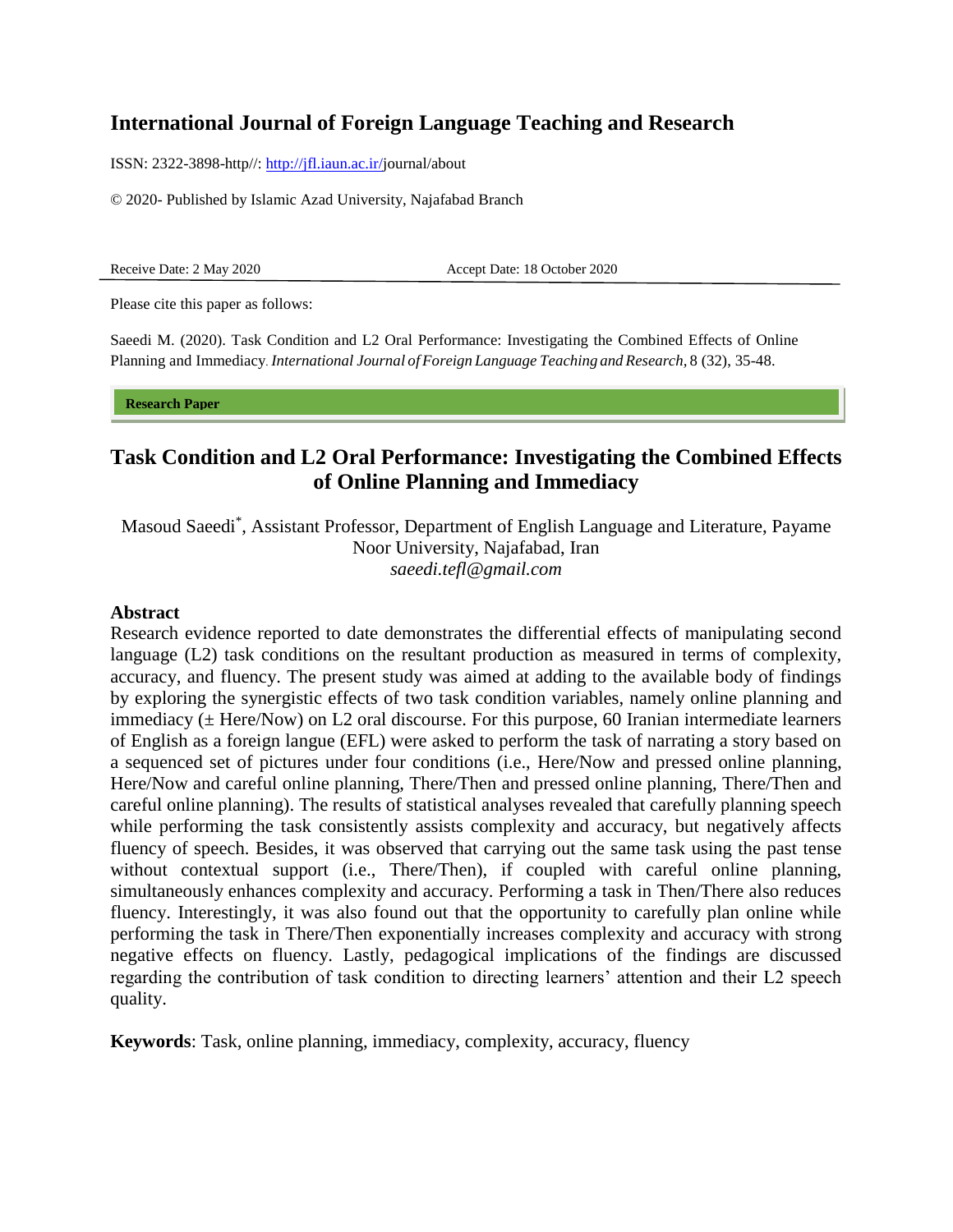**International Journal of Foreign Language Teaching and Research**

ISSN: 2322-3898-http//: http://jfl.iaun.ac.ir/journal/about

© 2020- Published by Islamic Azad University, Najafabad Branch

Receive Date: 2 May 2020 Accept Date: 18 October 2020

Please cite this paper as follows:

Saeedi M. (2020). Task Condition and L2 Oral Performance: Investigating the Combined Effects of Online Planning and Immediacy. *International Journal of Foreign Language Teaching and Research,* 8 (32), 35-48.

**Research Paper**

# Task Condition and L2 Oral Performance: Investigating the Combined Effects of Online Planning and Immediacy

Masoud Saeedi*, Assistant Professor, Department of English Language and Literature, Payame Noor University, Najafabad, Iran
*saeedi.tefl@gmail.com*

## Abstract

Research evidence reported to date demonstrates the differential effects of manipulating second language (L2) task conditions on the resultant production as measured in terms of complexity, accuracy, and fluency. The present study was aimed at adding to the available body of findings by exploring the synergistic effects of two task condition variables, namely online planning and immediacy (± Here/Now) on L2 oral discourse. For this purpose, 60 Iranian intermediate learners of English as a foreign langue (EFL) were asked to perform the task of narrating a story based on a sequenced set of pictures under four conditions (i.e., Here/Now and pressed online planning, Here/Now and careful online planning, There/Then and pressed online planning, There/Then and careful online planning). The results of statistical analyses revealed that carefully planning speech while performing the task consistently assists complexity and accuracy, but negatively affects fluency of speech. Besides, it was observed that carrying out the same task using the past tense without contextual support (i.e., There/Then), if coupled with careful online planning, simultaneously enhances complexity and accuracy. Performing a task in Then/There also reduces fluency. Interestingly, it was also found out that the opportunity to carefully plan online while performing the task in There/Then exponentially increases complexity and accuracy with strong negative effects on fluency. Lastly, pedagogical implications of the findings are discussed regarding the contribution of task condition to directing learners' attention and their L2 speech quality.

**Keywords**: Task, online planning, immediacy, complexity, accuracy, fluency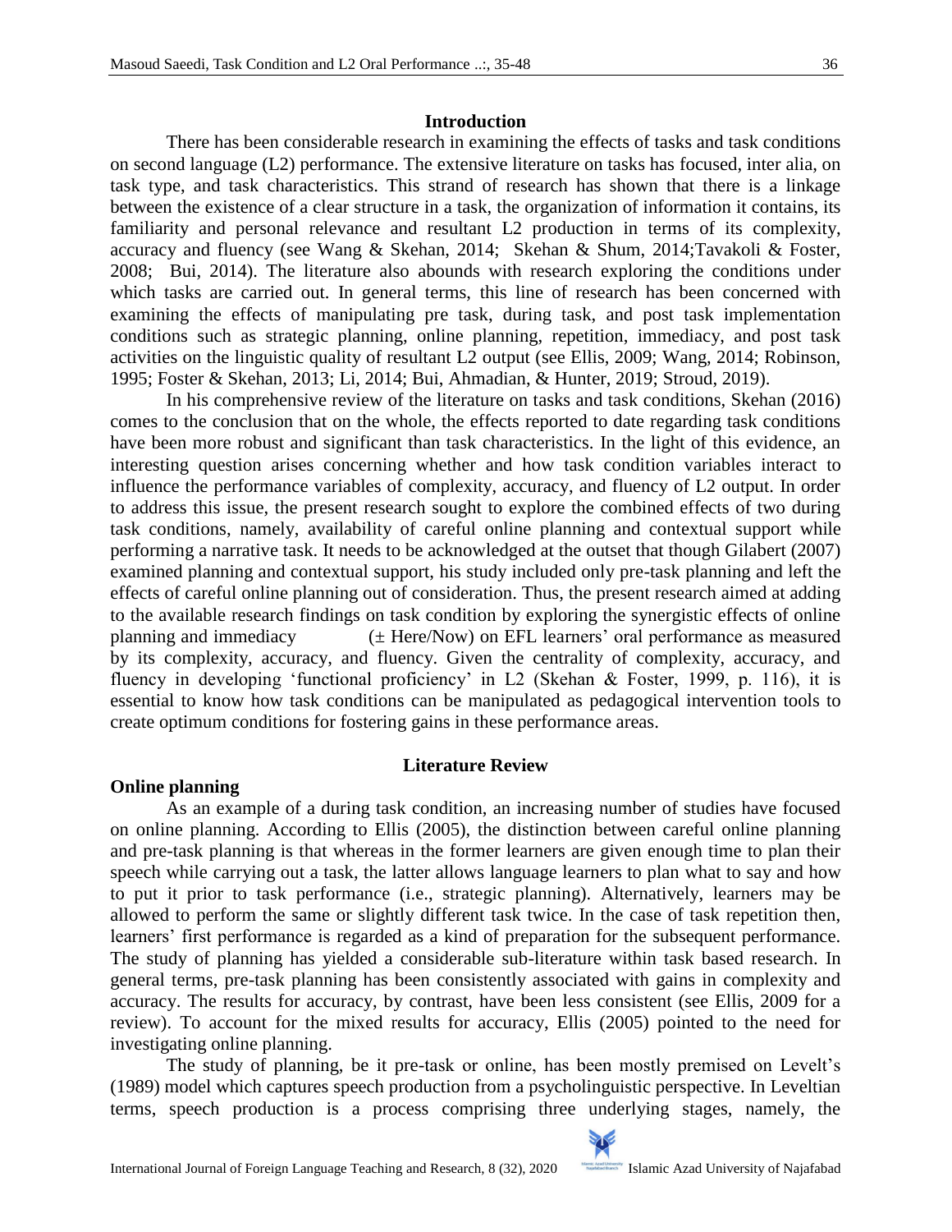## Introduction

There has been considerable research in examining the effects of tasks and task conditions on second language (L2) performance. The extensive literature on tasks has focused, inter alia, on task type, and task characteristics. This strand of research has shown that there is a linkage between the existence of a clear structure in a task, the organization of information it contains, its familiarity and personal relevance and resultant L2 production in terms of its complexity, accuracy and fluency (see Wang & Skehan, 2014; Skehan & Shum, 2014;Tavakoli & Foster, 2008; Bui, 2014). The literature also abounds with research exploring the conditions under which tasks are carried out. In general terms, this line of research has been concerned with examining the effects of manipulating pre task, during task, and post task implementation conditions such as strategic planning, online planning, repetition, immediacy, and post task activities on the linguistic quality of resultant L2 output (see Ellis, 2009; Wang, 2014; Robinson, 1995; Foster & Skehan, 2013; Li, 2014; Bui, Ahmadian, & Hunter, 2019; Stroud, 2019).

In his comprehensive review of the literature on tasks and task conditions, Skehan (2016) comes to the conclusion that on the whole, the effects reported to date regarding task conditions have been more robust and significant than task characteristics. In the light of this evidence, an interesting question arises concerning whether and how task condition variables interact to influence the performance variables of complexity, accuracy, and fluency of L2 output. In order to address this issue, the present research sought to explore the combined effects of two during task conditions, namely, availability of careful online planning and contextual support while performing a narrative task. It needs to be acknowledged at the outset that though Gilabert (2007) examined planning and contextual support, his study included only pre-task planning and left the effects of careful online planning out of consideration. Thus, the present research aimed at adding to the available research findings on task condition by exploring the synergistic effects of online planning and immediacy (± Here/Now) on EFL learners' oral performance as measured by its complexity, accuracy, and fluency. Given the centrality of complexity, accuracy, and fluency in developing 'functional proficiency' in L2 (Skehan & Foster, 1999, p. 116), it is essential to know how task conditions can be manipulated as pedagogical intervention tools to create optimum conditions for fostering gains in these performance areas.

## Literature Review

### Online planning

As an example of a during task condition, an increasing number of studies have focused on online planning. According to Ellis (2005), the distinction between careful online planning and pre-task planning is that whereas in the former learners are given enough time to plan their speech while carrying out a task, the latter allows language learners to plan what to say and how to put it prior to task performance (i.e., strategic planning). Alternatively, learners may be allowed to perform the same or slightly different task twice. In the case of task repetition then, learners' first performance is regarded as a kind of preparation for the subsequent performance. The study of planning has yielded a considerable sub-literature within task based research. In general terms, pre-task planning has been consistently associated with gains in complexity and accuracy. The results for accuracy, by contrast, have been less consistent (see Ellis, 2009 for a review). To account for the mixed results for accuracy, Ellis (2005) pointed to the need for investigating online planning.

The study of planning, be it pre-task or online, has been mostly premised on Levelt's (1989) model which captures speech production from a psycholinguistic perspective. In Leveltian terms, speech production is a process comprising three underlying stages, namely, the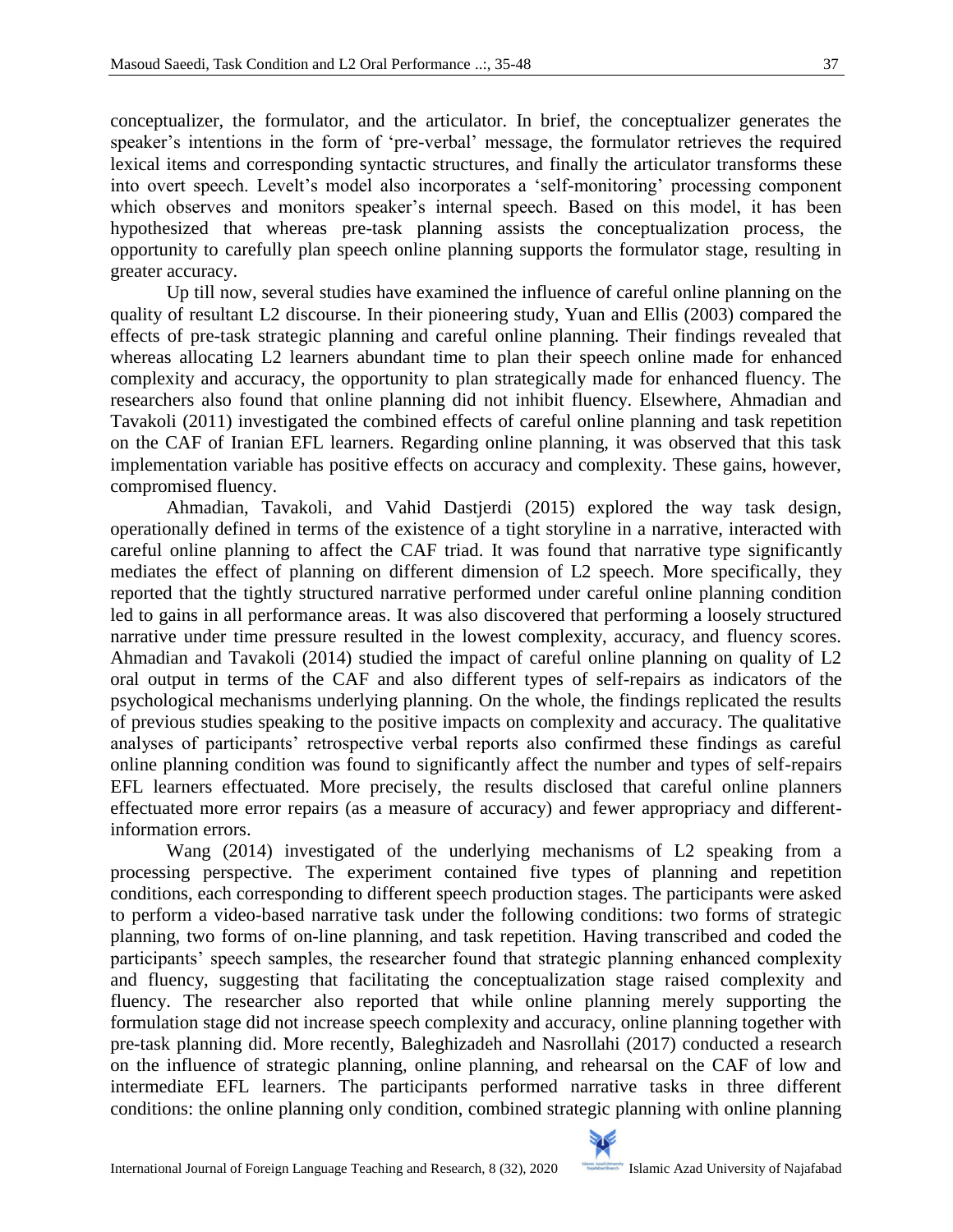conceptualizer, the formulator, and the articulator. In brief, the conceptualizer generates the speaker's intentions in the form of 'pre-verbal' message, the formulator retrieves the required lexical items and corresponding syntactic structures, and finally the articulator transforms these into overt speech. Levelt's model also incorporates a 'self-monitoring' processing component which observes and monitors speaker's internal speech. Based on this model, it has been hypothesized that whereas pre-task planning assists the conceptualization process, the opportunity to carefully plan speech online planning supports the formulator stage, resulting in greater accuracy.

Up till now, several studies have examined the influence of careful online planning on the quality of resultant L2 discourse. In their pioneering study, Yuan and Ellis (2003) compared the effects of pre-task strategic planning and careful online planning. Their findings revealed that whereas allocating L2 learners abundant time to plan their speech online made for enhanced complexity and accuracy, the opportunity to plan strategically made for enhanced fluency. The researchers also found that online planning did not inhibit fluency. Elsewhere, Ahmadian and Tavakoli (2011) investigated the combined effects of careful online planning and task repetition on the CAF of Iranian EFL learners. Regarding online planning, it was observed that this task implementation variable has positive effects on accuracy and complexity. These gains, however, compromised fluency.

Ahmadian, Tavakoli, and Vahid Dastjerdi (2015) explored the way task design, operationally defined in terms of the existence of a tight storyline in a narrative, interacted with careful online planning to affect the CAF triad. It was found that narrative type significantly mediates the effect of planning on different dimension of L2 speech. More specifically, they reported that the tightly structured narrative performed under careful online planning condition led to gains in all performance areas. It was also discovered that performing a loosely structured narrative under time pressure resulted in the lowest complexity, accuracy, and fluency scores. Ahmadian and Tavakoli (2014) studied the impact of careful online planning on quality of L2 oral output in terms of the CAF and also different types of self-repairs as indicators of the psychological mechanisms underlying planning. On the whole, the findings replicated the results of previous studies speaking to the positive impacts on complexity and accuracy. The qualitative analyses of participants' retrospective verbal reports also confirmed these findings as careful online planning condition was found to significantly affect the number and types of self-repairs EFL learners effectuated. More precisely, the results disclosed that careful online planners effectuated more error repairs (as a measure of accuracy) and fewer appropriacy and different-information errors.

Wang (2014) investigated of the underlying mechanisms of L2 speaking from a processing perspective. The experiment contained five types of planning and repetition conditions, each corresponding to different speech production stages. The participants were asked to perform a video-based narrative task under the following conditions: two forms of strategic planning, two forms of on-line planning, and task repetition. Having transcribed and coded the participants' speech samples, the researcher found that strategic planning enhanced complexity and fluency, suggesting that facilitating the conceptualization stage raised complexity and fluency. The researcher also reported that while online planning merely supporting the formulation stage did not increase speech complexity and accuracy, online planning together with pre-task planning did. More recently, Baleghizadeh and Nasrollahi (2017) conducted a research on the influence of strategic planning, online planning, and rehearsal on the CAF of low and intermediate EFL learners. The participants performed narrative tasks in three different conditions: the online planning only condition, combined strategic planning with online planning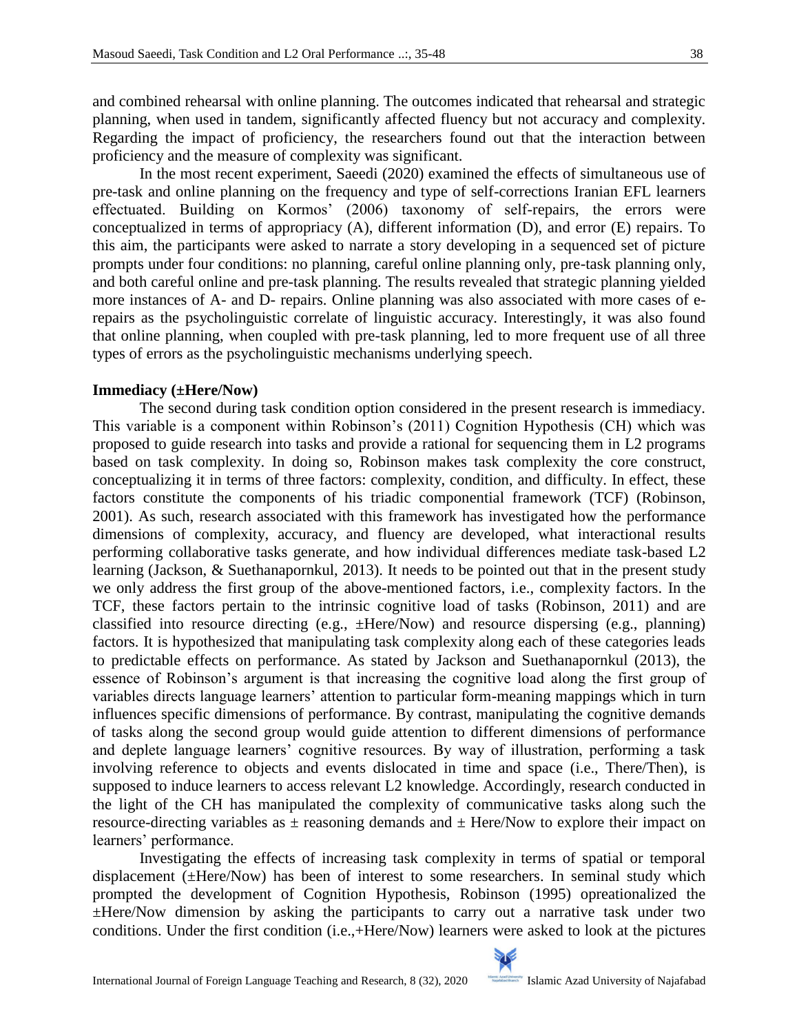and combined rehearsal with online planning. The outcomes indicated that rehearsal and strategic planning, when used in tandem, significantly affected fluency but not accuracy and complexity. Regarding the impact of proficiency, the researchers found out that the interaction between proficiency and the measure of complexity was significant.

In the most recent experiment, Saeedi (2020) examined the effects of simultaneous use of pre-task and online planning on the frequency and type of self-corrections Iranian EFL learners effectuated. Building on Kormos' (2006) taxonomy of self-repairs, the errors were conceptualized in terms of appropriacy (A), different information (D), and error (E) repairs. To this aim, the participants were asked to narrate a story developing in a sequenced set of picture prompts under four conditions: no planning, careful online planning only, pre-task planning only, and both careful online and pre-task planning. The results revealed that strategic planning yielded more instances of A- and D- repairs. Online planning was also associated with more cases of e-repairs as the psycholinguistic correlate of linguistic accuracy. Interestingly, it was also found that online planning, when coupled with pre-task planning, led to more frequent use of all three types of errors as the psycholinguistic mechanisms underlying speech.

**Immediacy (±Here/Now)**

The second during task condition option considered in the present research is immediacy. This variable is a component within Robinson's (2011) Cognition Hypothesis (CH) which was proposed to guide research into tasks and provide a rational for sequencing them in L2 programs based on task complexity. In doing so, Robinson makes task complexity the core construct, conceptualizing it in terms of three factors: complexity, condition, and difficulty. In effect, these factors constitute the components of his triadic componential framework (TCF) (Robinson, 2001). As such, research associated with this framework has investigated how the performance dimensions of complexity, accuracy, and fluency are developed, what interactional results performing collaborative tasks generate, and how individual differences mediate task-based L2 learning (Jackson, & Suethanapornkul, 2013). It needs to be pointed out that in the present study we only address the first group of the above-mentioned factors, i.e., complexity factors. In the TCF, these factors pertain to the intrinsic cognitive load of tasks (Robinson, 2011) and are classified into resource directing (e.g., ±Here/Now) and resource dispersing (e.g., planning) factors. It is hypothesized that manipulating task complexity along each of these categories leads to predictable effects on performance. As stated by Jackson and Suethanapornkul (2013), the essence of Robinson's argument is that increasing the cognitive load along the first group of variables directs language learners' attention to particular form-meaning mappings which in turn influences specific dimensions of performance. By contrast, manipulating the cognitive demands of tasks along the second group would guide attention to different dimensions of performance and deplete language learners' cognitive resources. By way of illustration, performing a task involving reference to objects and events dislocated in time and space (i.e., There/Then), is supposed to induce learners to access relevant L2 knowledge. Accordingly, research conducted in the light of the CH has manipulated the complexity of communicative tasks along such the resource-directing variables as ± reasoning demands and ± Here/Now to explore their impact on learners' performance.

Investigating the effects of increasing task complexity in terms of spatial or temporal displacement (±Here/Now) has been of interest to some researchers. In seminal study which prompted the development of Cognition Hypothesis, Robinson (1995) opreationalized the ±Here/Now dimension by asking the participants to carry out a narrative task under two conditions. Under the first condition (i.e.,+Here/Now) learners were asked to look at the pictures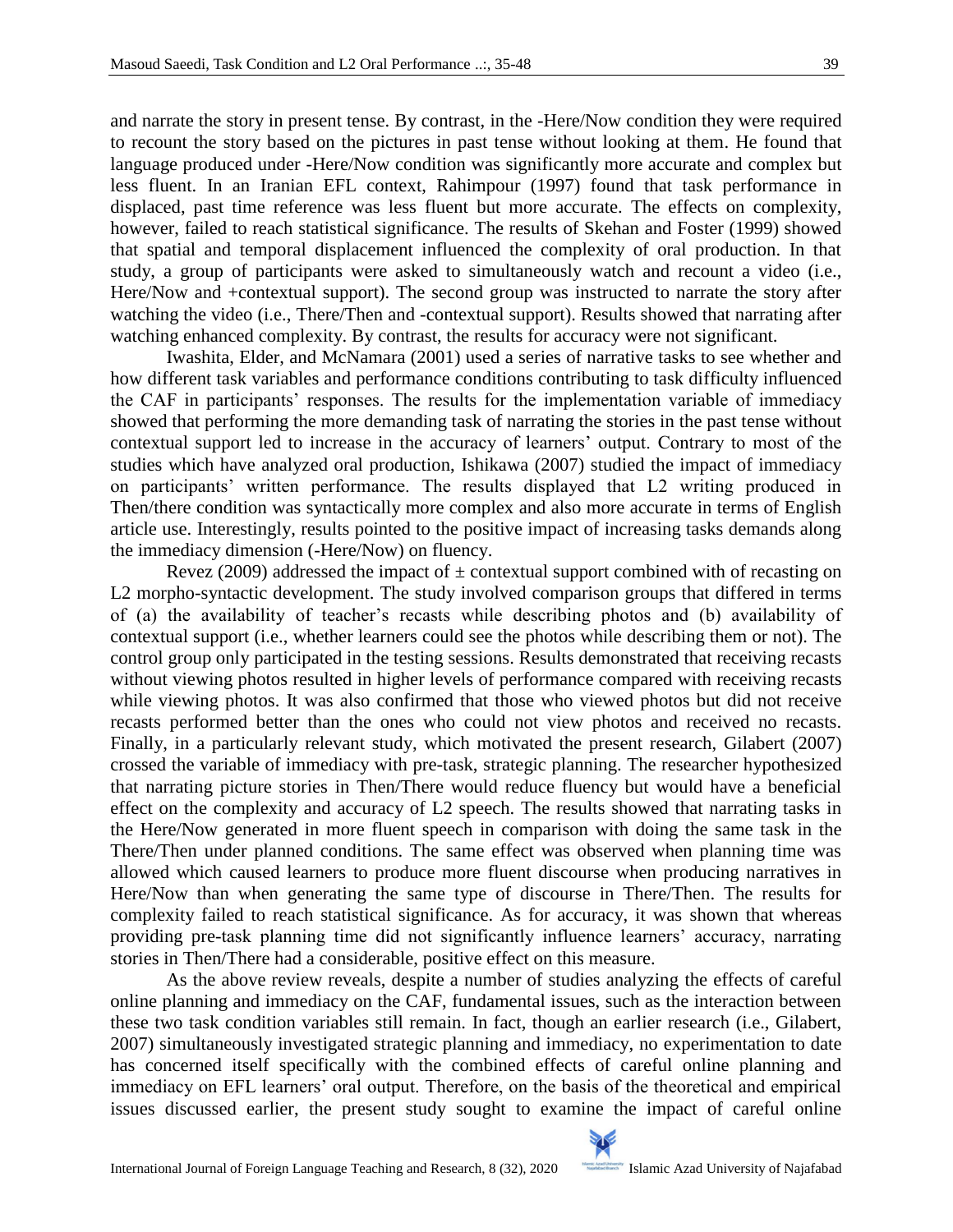and narrate the story in present tense. By contrast, in the -Here/Now condition they were required to recount the story based on the pictures in past tense without looking at them. He found that language produced under -Here/Now condition was significantly more accurate and complex but less fluent. In an Iranian EFL context, Rahimpour (1997) found that task performance in displaced, past time reference was less fluent but more accurate. The effects on complexity, however, failed to reach statistical significance. The results of Skehan and Foster (1999) showed that spatial and temporal displacement influenced the complexity of oral production. In that study, a group of participants were asked to simultaneously watch and recount a video (i.e., Here/Now and +contextual support). The second group was instructed to narrate the story after watching the video (i.e., There/Then and -contextual support). Results showed that narrating after watching enhanced complexity. By contrast, the results for accuracy were not significant.

Iwashita, Elder, and McNamara (2001) used a series of narrative tasks to see whether and how different task variables and performance conditions contributing to task difficulty influenced the CAF in participants' responses. The results for the implementation variable of immediacy showed that performing the more demanding task of narrating the stories in the past tense without contextual support led to increase in the accuracy of learners' output. Contrary to most of the studies which have analyzed oral production, Ishikawa (2007) studied the impact of immediacy on participants' written performance. The results displayed that L2 writing produced in Then/there condition was syntactically more complex and also more accurate in terms of English article use. Interestingly, results pointed to the positive impact of increasing tasks demands along the immediacy dimension (-Here/Now) on fluency.

Revez (2009) addressed the impact of ± contextual support combined with of recasting on L2 morpho-syntactic development. The study involved comparison groups that differed in terms of (a) the availability of teacher's recasts while describing photos and (b) availability of contextual support (i.e., whether learners could see the photos while describing them or not). The control group only participated in the testing sessions. Results demonstrated that receiving recasts without viewing photos resulted in higher levels of performance compared with receiving recasts while viewing photos. It was also confirmed that those who viewed photos but did not receive recasts performed better than the ones who could not view photos and received no recasts. Finally, in a particularly relevant study, which motivated the present research, Gilabert (2007) crossed the variable of immediacy with pre-task, strategic planning. The researcher hypothesized that narrating picture stories in Then/There would reduce fluency but would have a beneficial effect on the complexity and accuracy of L2 speech. The results showed that narrating tasks in the Here/Now generated in more fluent speech in comparison with doing the same task in the There/Then under planned conditions. The same effect was observed when planning time was allowed which caused learners to produce more fluent discourse when producing narratives in Here/Now than when generating the same type of discourse in There/Then. The results for complexity failed to reach statistical significance. As for accuracy, it was shown that whereas providing pre-task planning time did not significantly influence learners' accuracy, narrating stories in Then/There had a considerable, positive effect on this measure.

As the above review reveals, despite a number of studies analyzing the effects of careful online planning and immediacy on the CAF, fundamental issues, such as the interaction between these two task condition variables still remain. In fact, though an earlier research (i.e., Gilabert, 2007) simultaneously investigated strategic planning and immediacy, no experimentation to date has concerned itself specifically with the combined effects of careful online planning and immediacy on EFL learners' oral output. Therefore, on the basis of the theoretical and empirical issues discussed earlier, the present study sought to examine the impact of careful online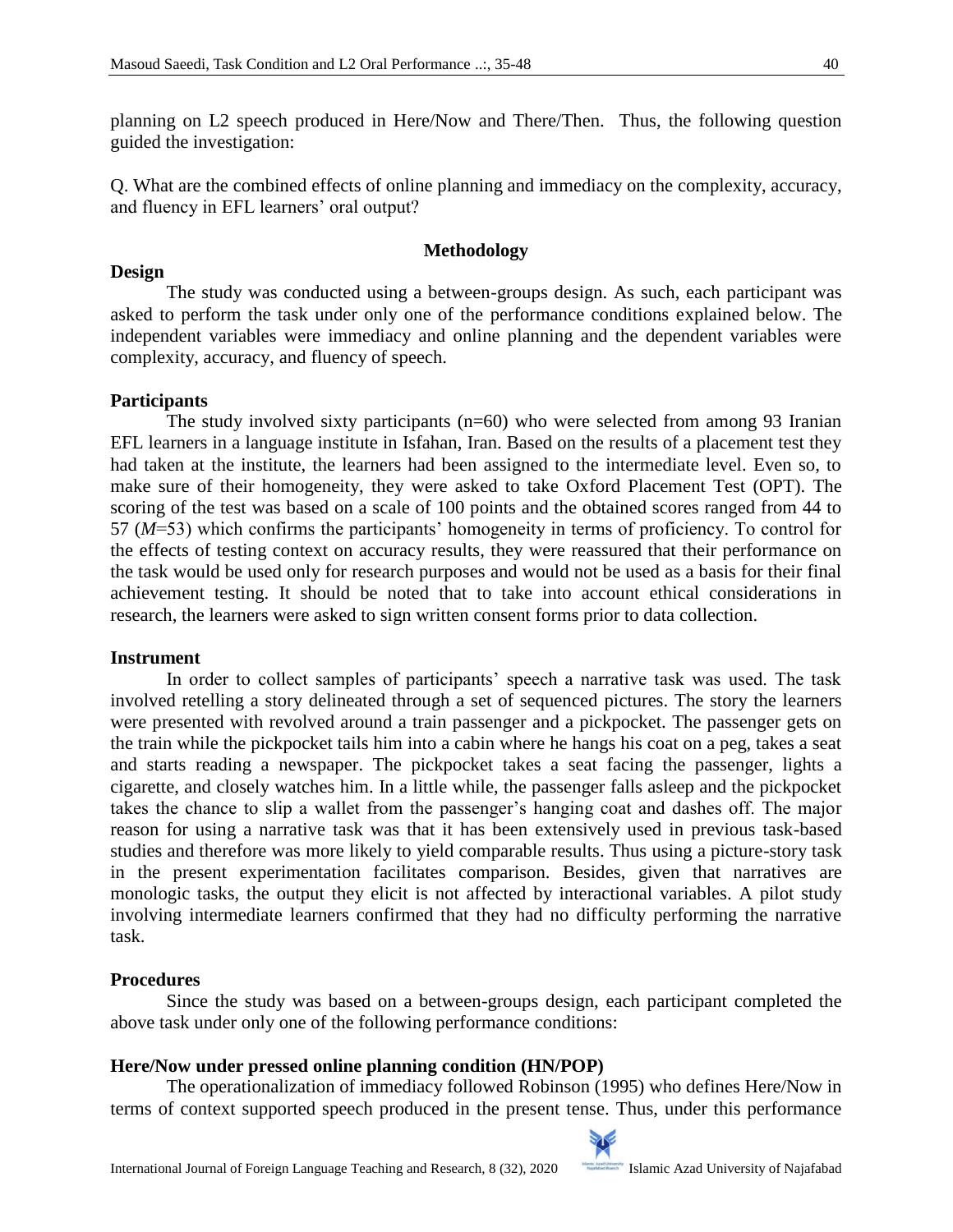planning on L2 speech produced in Here/Now and There/Then. Thus, the following question guided the investigation:

Q. What are the combined effects of online planning and immediacy on the complexity, accuracy, and fluency in EFL learners' oral output?

## Methodology

### Design

The study was conducted using a between-groups design. As such, each participant was asked to perform the task under only one of the performance conditions explained below. The independent variables were immediacy and online planning and the dependent variables were complexity, accuracy, and fluency of speech.

### Participants

The study involved sixty participants (n=60) who were selected from among 93 Iranian EFL learners in a language institute in Isfahan, Iran. Based on the results of a placement test they had taken at the institute, the learners had been assigned to the intermediate level. Even so, to make sure of their homogeneity, they were asked to take Oxford Placement Test (OPT). The scoring of the test was based on a scale of 100 points and the obtained scores ranged from 44 to 57 (*M*=53) which confirms the participants' homogeneity in terms of proficiency. To control for the effects of testing context on accuracy results, they were reassured that their performance on the task would be used only for research purposes and would not be used as a basis for their final achievement testing. It should be noted that to take into account ethical considerations in research, the learners were asked to sign written consent forms prior to data collection.

### Instrument

In order to collect samples of participants' speech a narrative task was used. The task involved retelling a story delineated through a set of sequenced pictures. The story the learners were presented with revolved around a train passenger and a pickpocket. The passenger gets on the train while the pickpocket tails him into a cabin where he hangs his coat on a peg, takes a seat and starts reading a newspaper. The pickpocket takes a seat facing the passenger, lights a cigarette, and closely watches him. In a little while, the passenger falls asleep and the pickpocket takes the chance to slip a wallet from the passenger's hanging coat and dashes off. The major reason for using a narrative task was that it has been extensively used in previous task-based studies and therefore was more likely to yield comparable results. Thus using a picture-story task in the present experimentation facilitates comparison. Besides, given that narratives are monologic tasks, the output they elicit is not affected by interactional variables. A pilot study involving intermediate learners confirmed that they had no difficulty performing the narrative task.

### Procedures

Since the study was based on a between-groups design, each participant completed the above task under only one of the following performance conditions:

#### Here/Now under pressed online planning condition (HN/POP)

The operationalization of immediacy followed Robinson (1995) who defines Here/Now in terms of context supported speech produced in the present tense. Thus, under this performance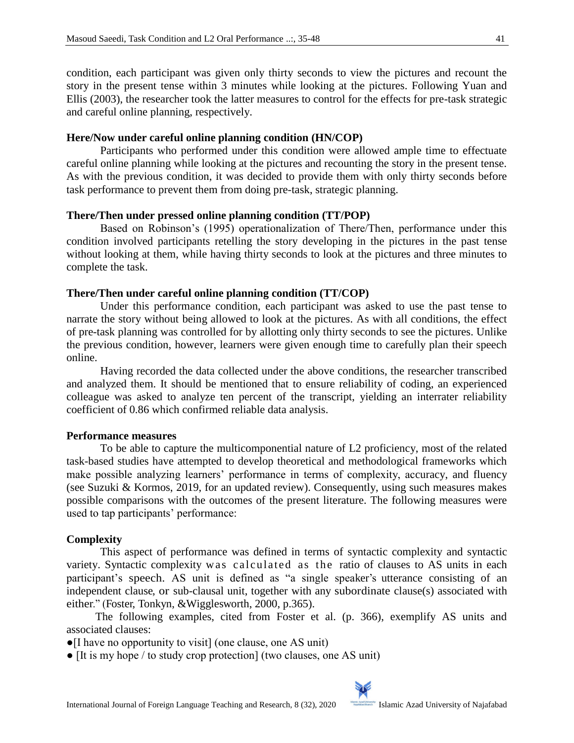condition, each participant was given only thirty seconds to view the pictures and recount the story in the present tense within 3 minutes while looking at the pictures. Following Yuan and Ellis (2003), the researcher took the latter measures to control for the effects for pre-task strategic and careful online planning, respectively.

**Here/Now under careful online planning condition (HN/COP)**

Participants who performed under this condition were allowed ample time to effectuate careful online planning while looking at the pictures and recounting the story in the present tense. As with the previous condition, it was decided to provide them with only thirty seconds before task performance to prevent them from doing pre-task, strategic planning.

**There/Then under pressed online planning condition (TT/POP)**

Based on Robinson's (1995) operationalization of There/Then, performance under this condition involved participants retelling the story developing in the pictures in the past tense without looking at them, while having thirty seconds to look at the pictures and three minutes to complete the task.

**There/Then under careful online planning condition (TT/COP)**

Under this performance condition, each participant was asked to use the past tense to narrate the story without being allowed to look at the pictures. As with all conditions, the effect of pre-task planning was controlled for by allotting only thirty seconds to see the pictures. Unlike the previous condition, however, learners were given enough time to carefully plan their speech online.

Having recorded the data collected under the above conditions, the researcher transcribed and analyzed them. It should be mentioned that to ensure reliability of coding, an experienced colleague was asked to analyze ten percent of the transcript, yielding an interrater reliability coefficient of 0.86 which confirmed reliable data analysis.

**Performance measures**

To be able to capture the multicomponential nature of L2 proficiency, most of the related task-based studies have attempted to develop theoretical and methodological frameworks which make possible analyzing learners' performance in terms of complexity, accuracy, and fluency (see Suzuki & Kormos, 2019, for an updated review). Consequently, using such measures makes possible comparisons with the outcomes of the present literature. The following measures were used to tap participants' performance:

**Complexity**

This aspect of performance was defined in terms of syntactic complexity and syntactic variety. Syntactic complexity was calculated as the ratio of clauses to AS units in each participant's speech. AS unit is defined as "a single speaker's utterance consisting of an independent clause, or sub-clausal unit, together with any subordinate clause(s) associated with either." (Foster, Tonkyn, &Wigglesworth, 2000, p.365).

The following examples, cited from Foster et al. (p. 366), exemplify AS units and associated clauses:

- [I have no opportunity to visit] (one clause, one AS unit)
- [It is my hope / to study crop protection] (two clauses, one AS unit)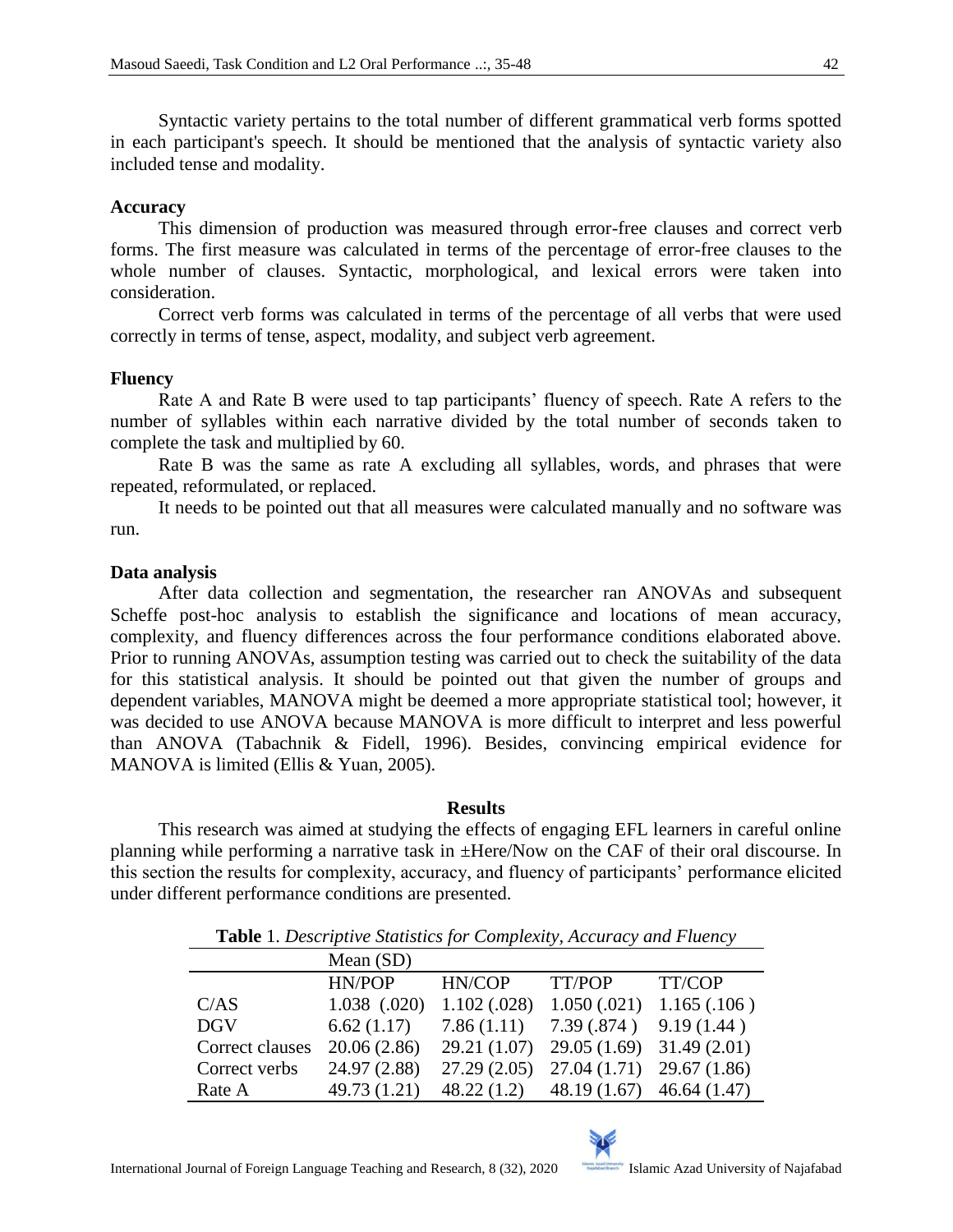Syntactic variety pertains to the total number of different grammatical verb forms spotted in each participant's speech. It should be mentioned that the analysis of syntactic variety also included tense and modality.

### Accuracy

This dimension of production was measured through error-free clauses and correct verb forms. The first measure was calculated in terms of the percentage of error-free clauses to the whole number of clauses. Syntactic, morphological, and lexical errors were taken into consideration.

Correct verb forms was calculated in terms of the percentage of all verbs that were used correctly in terms of tense, aspect, modality, and subject verb agreement.

### Fluency

Rate A and Rate B were used to tap participants' fluency of speech. Rate A refers to the number of syllables within each narrative divided by the total number of seconds taken to complete the task and multiplied by 60.

Rate B was the same as rate A excluding all syllables, words, and phrases that were repeated, reformulated, or replaced.

It needs to be pointed out that all measures were calculated manually and no software was run.

### Data analysis

After data collection and segmentation, the researcher ran ANOVAs and subsequent Scheffe post-hoc analysis to establish the significance and locations of mean accuracy, complexity, and fluency differences across the four performance conditions elaborated above. Prior to running ANOVAs, assumption testing was carried out to check the suitability of the data for this statistical analysis. It should be pointed out that given the number of groups and dependent variables, MANOVA might be deemed a more appropriate statistical tool; however, it was decided to use ANOVA because MANOVA is more difficult to interpret and less powerful than ANOVA (Tabachnik & Fidell, 1996). Besides, convincing empirical evidence for MANOVA is limited (Ellis & Yuan, 2005).

## Results

This research was aimed at studying the effects of engaging EFL learners in careful online planning while performing a narrative task in ±Here/Now on the CAF of their oral discourse. In this section the results for complexity, accuracy, and fluency of participants' performance elicited under different performance conditions are presented.

**Table** 1. *Descriptive Statistics for Complexity, Accuracy and Fluency*

| | Mean (SD) | | | |
|---|---|---|---|---|
| | HN/POP | HN/COP | TT/POP | TT/COP |
| C/AS | 1.038 (.020) | 1.102 (.028) | 1.050 (.021) | 1.165 (.106 ) |
| DGV | 6.62 (1.17) | 7.86 (1.11) | 7.39 (.874 ) | 9.19 (1.44 ) |
| Correct clauses | 20.06 (2.86) | 29.21 (1.07) | 29.05 (1.69) | 31.49 (2.01) |
| Correct verbs | 24.97 (2.88) | 27.29 (2.05) | 27.04 (1.71) | 29.67 (1.86) |
| Rate A | 49.73 (1.21) | 48.22 (1.2) | 48.19 (1.67) | 46.64 (1.47) |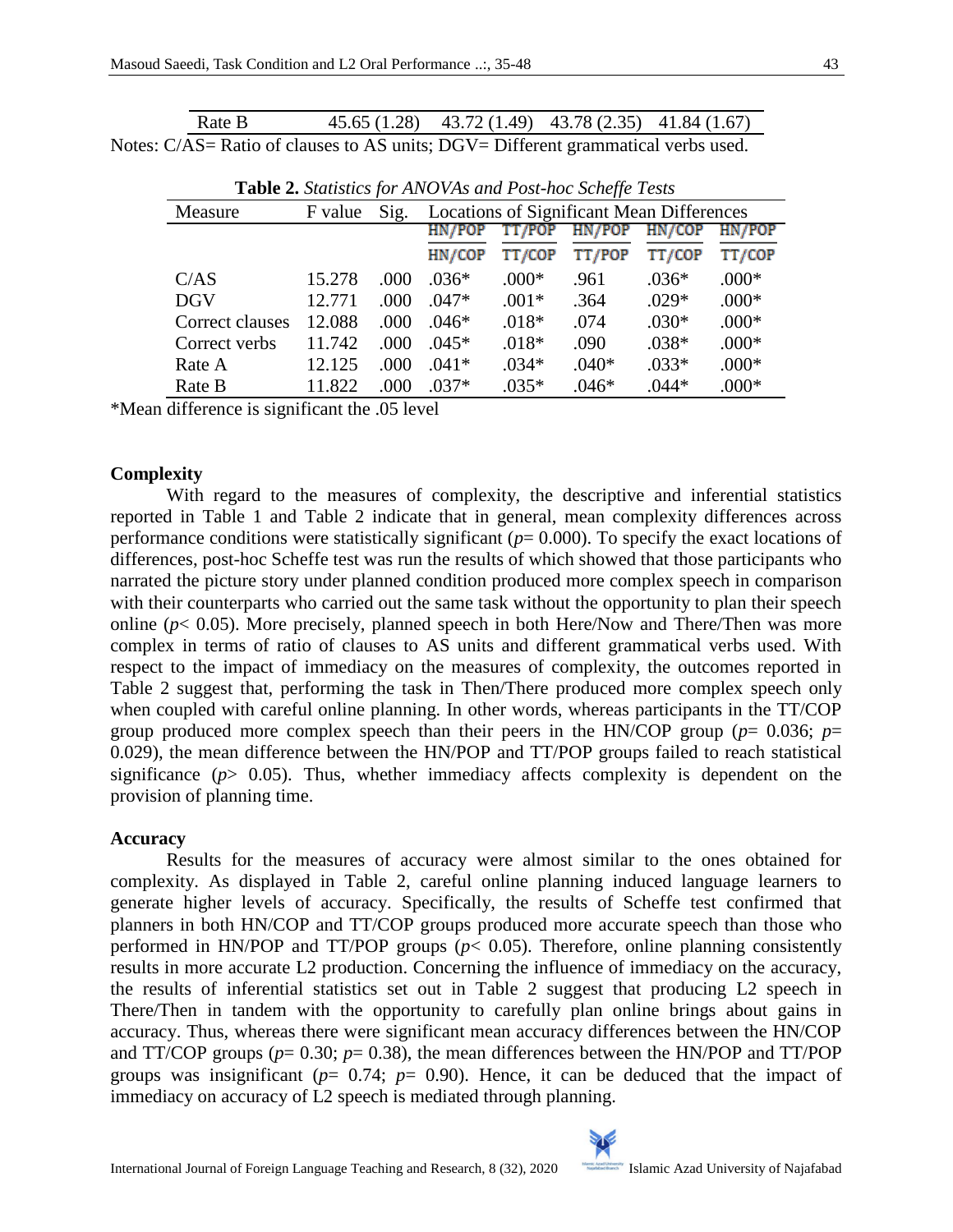| Rate B | 45.65 (1.28) | 43.72 (1.49) | 43.78 (2.35) | 41.84 (1.67) |
|---|---|---|---|---|

Notes: C/AS= Ratio of clauses to AS units; DGV= Different grammatical verbs used.

**Table 2.** *Statistics for ANOVAs and Post-hoc Scheffe Tests*

| Measure | F value | Sig. | Locations of Significant Mean Differences | | | | |
|---|---|---|---|---|---|---|---|
| | | | HN/POP / HN/COP | TT/POP / TT/COP | HN/POP / TT/POP | HN/COP / TT/COP | HN/POP / TT/COP |
| C/AS | 15.278 | .000 | .036* | .000* | .961 | .036* | .000* |
| DGV | 12.771 | .000 | .047* | .001* | .364 | .029* | .000* |
| Correct clauses | 12.088 | .000 | .046* | .018* | .074 | .030* | .000* |
| Correct verbs | 11.742 | .000 | .045* | .018* | .090 | .038* | .000* |
| Rate A | 12.125 | .000 | .041* | .034* | .040* | .033* | .000* |
| Rate B | 11.822 | .000 | .037* | .035* | .046* | .044* | .000* |

*Mean difference is significant the .05 level

**Complexity**

With regard to the measures of complexity, the descriptive and inferential statistics reported in Table 1 and Table 2 indicate that in general, mean complexity differences across performance conditions were statistically significant ($p$= 0.000). To specify the exact locations of differences, post-hoc Scheffe test was run the results of which showed that those participants who narrated the picture story under planned condition produced more complex speech in comparison with their counterparts who carried out the same task without the opportunity to plan their speech online ($p$< 0.05). More precisely, planned speech in both Here/Now and There/Then was more complex in terms of ratio of clauses to AS units and different grammatical verbs used. With respect to the impact of immediacy on the measures of complexity, the outcomes reported in Table 2 suggest that, performing the task in Then/There produced more complex speech only when coupled with careful online planning. In other words, whereas participants in the TT/COP group produced more complex speech than their peers in the HN/COP group ($p$= 0.036; $p$= 0.029), the mean difference between the HN/POP and TT/POP groups failed to reach statistical significance ($p$> 0.05). Thus, whether immediacy affects complexity is dependent on the provision of planning time.

**Accuracy**

Results for the measures of accuracy were almost similar to the ones obtained for complexity. As displayed in Table 2, careful online planning induced language learners to generate higher levels of accuracy. Specifically, the results of Scheffe test confirmed that planners in both HN/COP and TT/COP groups produced more accurate speech than those who performed in HN/POP and TT/POP groups ($p$< 0.05). Therefore, online planning consistently results in more accurate L2 production. Concerning the influence of immediacy on the accuracy, the results of inferential statistics set out in Table 2 suggest that producing L2 speech in There/Then in tandem with the opportunity to carefully plan online brings about gains in accuracy. Thus, whereas there were significant mean accuracy differences between the HN/COP and TT/COP groups ($p$= 0.30; $p$= 0.38), the mean differences between the HN/POP and TT/POP groups was insignificant ($p$= 0.74; $p$= 0.90). Hence, it can be deduced that the impact of immediacy on accuracy of L2 speech is mediated through planning.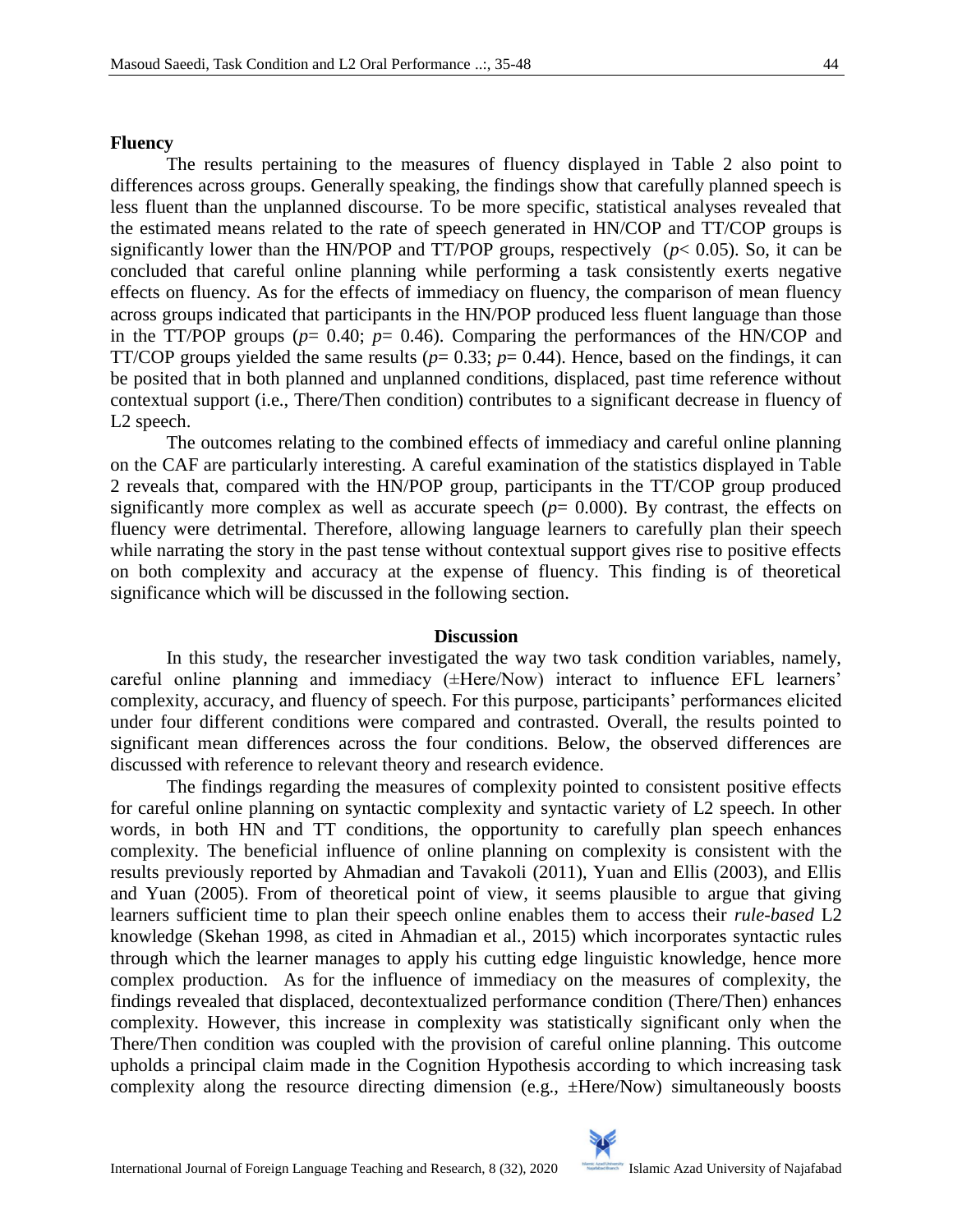### Fluency

The results pertaining to the measures of fluency displayed in Table 2 also point to differences across groups. Generally speaking, the findings show that carefully planned speech is less fluent than the unplanned discourse. To be more specific, statistical analyses revealed that the estimated means related to the rate of speech generated in HN/COP and TT/COP groups is significantly lower than the HN/POP and TT/POP groups, respectively ($p< 0.05$). So, it can be concluded that careful online planning while performing a task consistently exerts negative effects on fluency. As for the effects of immediacy on fluency, the comparison of mean fluency across groups indicated that participants in the HN/POP produced less fluent language than those in the TT/POP groups ($p= 0.40$; $p= 0.46$). Comparing the performances of the HN/COP and TT/COP groups yielded the same results ($p= 0.33$; $p= 0.44$). Hence, based on the findings, it can be posited that in both planned and unplanned conditions, displaced, past time reference without contextual support (i.e., There/Then condition) contributes to a significant decrease in fluency of L2 speech.

The outcomes relating to the combined effects of immediacy and careful online planning on the CAF are particularly interesting. A careful examination of the statistics displayed in Table 2 reveals that, compared with the HN/POP group, participants in the TT/COP group produced significantly more complex as well as accurate speech ($p= 0.000$). By contrast, the effects on fluency were detrimental. Therefore, allowing language learners to carefully plan their speech while narrating the story in the past tense without contextual support gives rise to positive effects on both complexity and accuracy at the expense of fluency. This finding is of theoretical significance which will be discussed in the following section.

## Discussion

In this study, the researcher investigated the way two task condition variables, namely, careful online planning and immediacy (±Here/Now) interact to influence EFL learners' complexity, accuracy, and fluency of speech. For this purpose, participants' performances elicited under four different conditions were compared and contrasted. Overall, the results pointed to significant mean differences across the four conditions. Below, the observed differences are discussed with reference to relevant theory and research evidence.

The findings regarding the measures of complexity pointed to consistent positive effects for careful online planning on syntactic complexity and syntactic variety of L2 speech. In other words, in both HN and TT conditions, the opportunity to carefully plan speech enhances complexity. The beneficial influence of online planning on complexity is consistent with the results previously reported by Ahmadian and Tavakoli (2011), Yuan and Ellis (2003), and Ellis and Yuan (2005). From of theoretical point of view, it seems plausible to argue that giving learners sufficient time to plan their speech online enables them to access their *rule-based* L2 knowledge (Skehan 1998, as cited in Ahmadian et al., 2015) which incorporates syntactic rules through which the learner manages to apply his cutting edge linguistic knowledge, hence more complex production. As for the influence of immediacy on the measures of complexity, the findings revealed that displaced, decontextualized performance condition (There/Then) enhances complexity. However, this increase in complexity was statistically significant only when the There/Then condition was coupled with the provision of careful online planning. This outcome upholds a principal claim made in the Cognition Hypothesis according to which increasing task complexity along the resource directing dimension (e.g., ±Here/Now) simultaneously boosts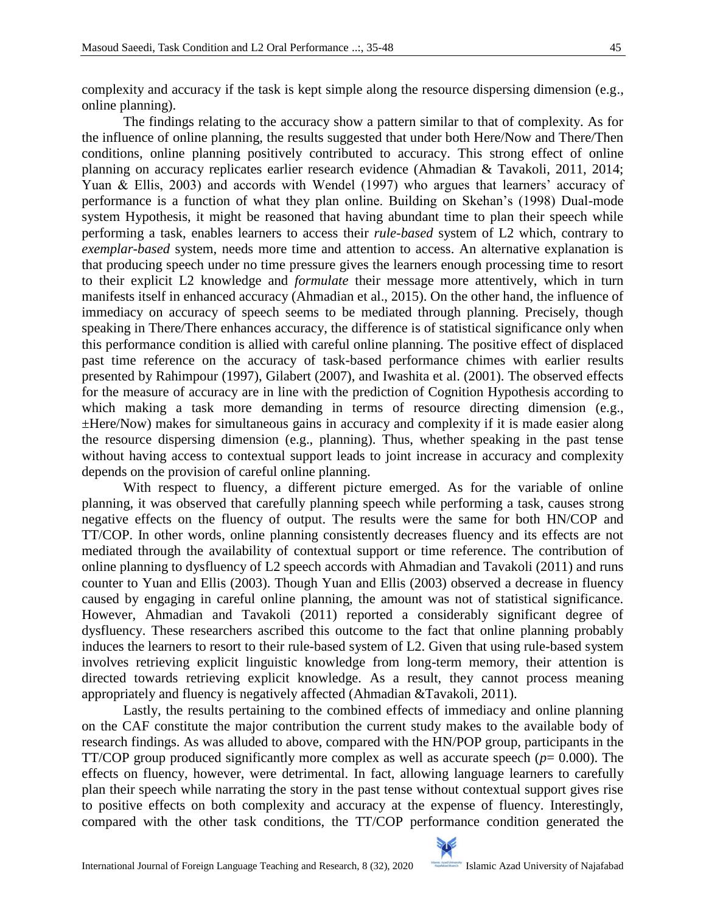complexity and accuracy if the task is kept simple along the resource dispersing dimension (e.g., online planning).

The findings relating to the accuracy show a pattern similar to that of complexity. As for the influence of online planning, the results suggested that under both Here/Now and There/Then conditions, online planning positively contributed to accuracy. This strong effect of online planning on accuracy replicates earlier research evidence (Ahmadian & Tavakoli, 2011, 2014; Yuan & Ellis, 2003) and accords with Wendel (1997) who argues that learners' accuracy of performance is a function of what they plan online. Building on Skehan's (1998) Dual-mode system Hypothesis, it might be reasoned that having abundant time to plan their speech while performing a task, enables learners to access their *rule-based* system of L2 which, contrary to *exemplar-based* system, needs more time and attention to access. An alternative explanation is that producing speech under no time pressure gives the learners enough processing time to resort to their explicit L2 knowledge and *formulate* their message more attentively, which in turn manifests itself in enhanced accuracy (Ahmadian et al., 2015). On the other hand, the influence of immediacy on accuracy of speech seems to be mediated through planning. Precisely, though speaking in There/There enhances accuracy, the difference is of statistical significance only when this performance condition is allied with careful online planning. The positive effect of displaced past time reference on the accuracy of task-based performance chimes with earlier results presented by Rahimpour (1997), Gilabert (2007), and Iwashita et al. (2001). The observed effects for the measure of accuracy are in line with the prediction of Cognition Hypothesis according to which making a task more demanding in terms of resource directing dimension (e.g., ±Here/Now) makes for simultaneous gains in accuracy and complexity if it is made easier along the resource dispersing dimension (e.g., planning). Thus, whether speaking in the past tense without having access to contextual support leads to joint increase in accuracy and complexity depends on the provision of careful online planning.

With respect to fluency, a different picture emerged. As for the variable of online planning, it was observed that carefully planning speech while performing a task, causes strong negative effects on the fluency of output. The results were the same for both HN/COP and TT/COP. In other words, online planning consistently decreases fluency and its effects are not mediated through the availability of contextual support or time reference. The contribution of online planning to dysfluency of L2 speech accords with Ahmadian and Tavakoli (2011) and runs counter to Yuan and Ellis (2003). Though Yuan and Ellis (2003) observed a decrease in fluency caused by engaging in careful online planning, the amount was not of statistical significance. However, Ahmadian and Tavakoli (2011) reported a considerably significant degree of dysfluency. These researchers ascribed this outcome to the fact that online planning probably induces the learners to resort to their rule-based system of L2. Given that using rule-based system involves retrieving explicit linguistic knowledge from long-term memory, their attention is directed towards retrieving explicit knowledge. As a result, they cannot process meaning appropriately and fluency is negatively affected (Ahmadian &Tavakoli, 2011).

Lastly, the results pertaining to the combined effects of immediacy and online planning on the CAF constitute the major contribution the current study makes to the available body of research findings. As was alluded to above, compared with the HN/POP group, participants in the TT/COP group produced significantly more complex as well as accurate speech ($p$= 0.000). The effects on fluency, however, were detrimental. In fact, allowing language learners to carefully plan their speech while narrating the story in the past tense without contextual support gives rise to positive effects on both complexity and accuracy at the expense of fluency. Interestingly, compared with the other task conditions, the TT/COP performance condition generated the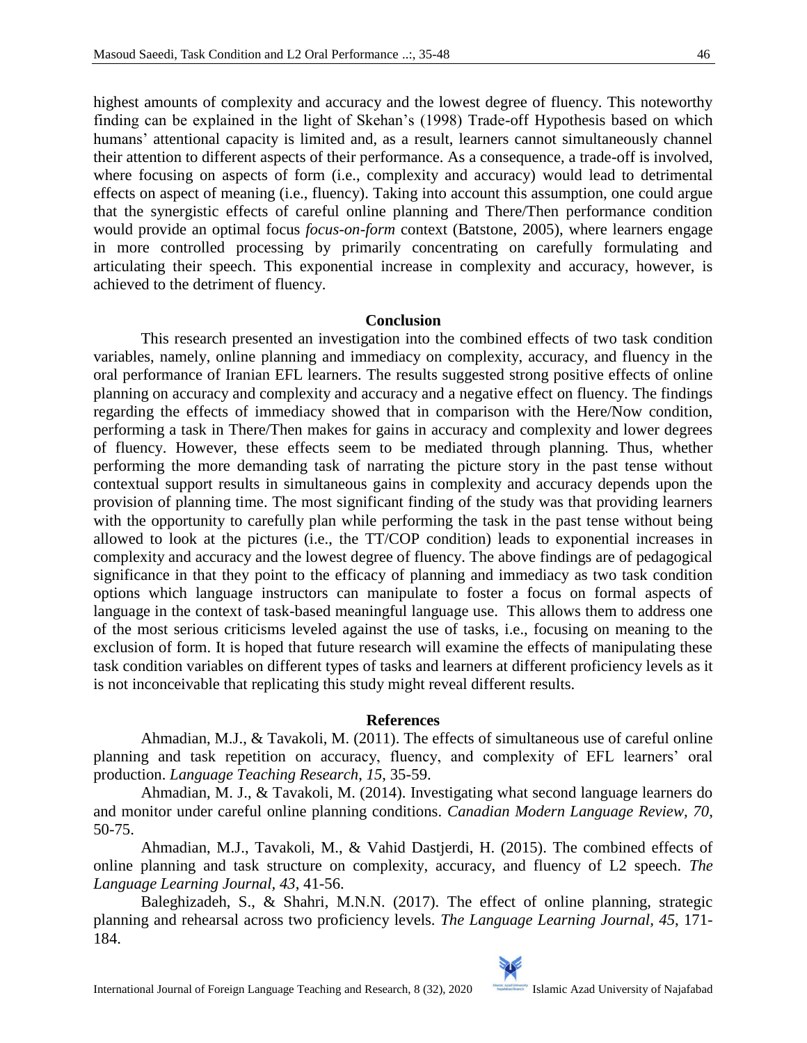highest amounts of complexity and accuracy and the lowest degree of fluency. This noteworthy finding can be explained in the light of Skehan's (1998) Trade-off Hypothesis based on which humans' attentional capacity is limited and, as a result, learners cannot simultaneously channel their attention to different aspects of their performance. As a consequence, a trade-off is involved, where focusing on aspects of form (i.e., complexity and accuracy) would lead to detrimental effects on aspect of meaning (i.e., fluency). Taking into account this assumption, one could argue that the synergistic effects of careful online planning and There/Then performance condition would provide an optimal focus *focus-on-form* context (Batstone, 2005), where learners engage in more controlled processing by primarily concentrating on carefully formulating and articulating their speech. This exponential increase in complexity and accuracy, however, is achieved to the detriment of fluency.

## Conclusion

This research presented an investigation into the combined effects of two task condition variables, namely, online planning and immediacy on complexity, accuracy, and fluency in the oral performance of Iranian EFL learners. The results suggested strong positive effects of online planning on accuracy and complexity and accuracy and a negative effect on fluency. The findings regarding the effects of immediacy showed that in comparison with the Here/Now condition, performing a task in There/Then makes for gains in accuracy and complexity and lower degrees of fluency. However, these effects seem to be mediated through planning. Thus, whether performing the more demanding task of narrating the picture story in the past tense without contextual support results in simultaneous gains in complexity and accuracy depends upon the provision of planning time. The most significant finding of the study was that providing learners with the opportunity to carefully plan while performing the task in the past tense without being allowed to look at the pictures (i.e., the TT/COP condition) leads to exponential increases in complexity and accuracy and the lowest degree of fluency. The above findings are of pedagogical significance in that they point to the efficacy of planning and immediacy as two task condition options which language instructors can manipulate to foster a focus on formal aspects of language in the context of task-based meaningful language use. This allows them to address one of the most serious criticisms leveled against the use of tasks, i.e., focusing on meaning to the exclusion of form. It is hoped that future research will examine the effects of manipulating these task condition variables on different types of tasks and learners at different proficiency levels as it is not inconceivable that replicating this study might reveal different results.

## References

Ahmadian, M.J., & Tavakoli, M. (2011). The effects of simultaneous use of careful online planning and task repetition on accuracy, fluency, and complexity of EFL learners' oral production. *Language Teaching Research*, *15*, 35-59.

Ahmadian, M. J., & Tavakoli, M. (2014). Investigating what second language learners do and monitor under careful online planning conditions. *Canadian Modern Language Review*, *70*, 50-75.

Ahmadian, M.J., Tavakoli, M., & Vahid Dastjerdi, H. (2015). The combined effects of online planning and task structure on complexity, accuracy, and fluency of L2 speech. *The Language Learning Journal*, *43*, 41-56.

Baleghizadeh, S., & Shahri, M.N.N. (2017). The effect of online planning, strategic planning and rehearsal across two proficiency levels. *The Language Learning Journal*, *45*, 171-184.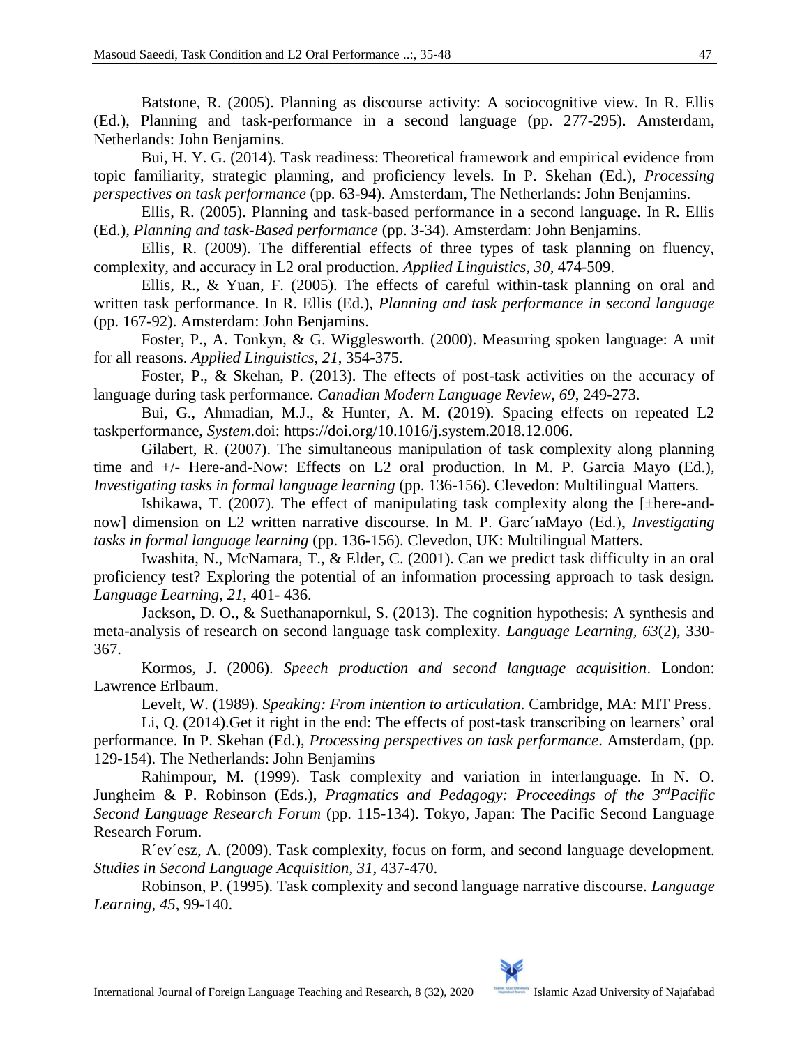Batstone, R. (2005). Planning as discourse activity: A sociocognitive view. In R. Ellis (Ed.), Planning and task-performance in a second language (pp. 277-295). Amsterdam, Netherlands: John Benjamins.

Bui, H. Y. G. (2014). Task readiness: Theoretical framework and empirical evidence from topic familiarity, strategic planning, and proficiency levels. In P. Skehan (Ed.), *Processing perspectives on task performance* (pp. 63-94). Amsterdam, The Netherlands: John Benjamins.

Ellis, R. (2005). Planning and task-based performance in a second language. In R. Ellis (Ed.), *Planning and task-Based performance* (pp. 3-34). Amsterdam: John Benjamins.

Ellis, R. (2009). The differential effects of three types of task planning on fluency, complexity, and accuracy in L2 oral production. *Applied Linguistics*, *30*, 474-509.

Ellis, R., & Yuan, F. (2005). The effects of careful within-task planning on oral and written task performance. In R. Ellis (Ed.), *Planning and task performance in second language* (pp. 167-92). Amsterdam: John Benjamins.

Foster, P., A. Tonkyn, & G. Wigglesworth. (2000). Measuring spoken language: A unit for all reasons. *Applied Linguistics, 21*, 354-375.

Foster, P., & Skehan, P. (2013). The effects of post-task activities on the accuracy of language during task performance. *Canadian Modern Language Review*, *69*, 249-273.

Bui, G., Ahmadian, M.J., & Hunter, A. M. (2019). Spacing effects on repeated L2 taskperformance, *System.*doi: https://doi.org/10.1016/j.system.2018.12.006.

Gilabert, R. (2007). The simultaneous manipulation of task complexity along planning time and +/- Here-and-Now: Effects on L2 oral production. In M. P. Garcia Mayo (Ed.), *Investigating tasks in formal language learning* (pp. 136-156). Clevedon: Multilingual Matters.

Ishikawa, T. (2007). The effect of manipulating task complexity along the [±here-and-now] dimension on L2 written narrative discourse. In M. P. Garc´ıaMayo (Ed.), *Investigating tasks in formal language learning* (pp. 136-156). Clevedon, UK: Multilingual Matters.

Iwashita, N., McNamara, T., & Elder, C. (2001). Can we predict task difficulty in an oral proficiency test? Exploring the potential of an information processing approach to task design. *Language Learning*, *21*, 401- 436.

Jackson, D. O., & Suethanapornkul, S. (2013). The cognition hypothesis: A synthesis and meta-analysis of research on second language task complexity. *Language Learning*, *63*(2), 330-367.

Kormos, J. (2006). *Speech production and second language acquisition*. London: Lawrence Erlbaum.

Levelt, W. (1989). *Speaking: From intention to articulation*. Cambridge, MA: MIT Press.

Li, Q. (2014).Get it right in the end: The effects of post-task transcribing on learners' oral performance. In P. Skehan (Ed.), *Processing perspectives on task performance*. Amsterdam, (pp. 129-154). The Netherlands: John Benjamins

Rahimpour, M. (1999). Task complexity and variation in interlanguage. In N. O. Jungheim & P. Robinson (Eds.), *Pragmatics and Pedagogy: Proceedings of the 3rdPacific Second Language Research Forum* (pp. 115-134). Tokyo, Japan: The Pacific Second Language Research Forum.

R´ev´esz, A. (2009). Task complexity, focus on form, and second language development. *Studies in Second Language Acquisition*, *31*, 437-470.

Robinson, P. (1995). Task complexity and second language narrative discourse. *Language Learning*, *45*, 99-140.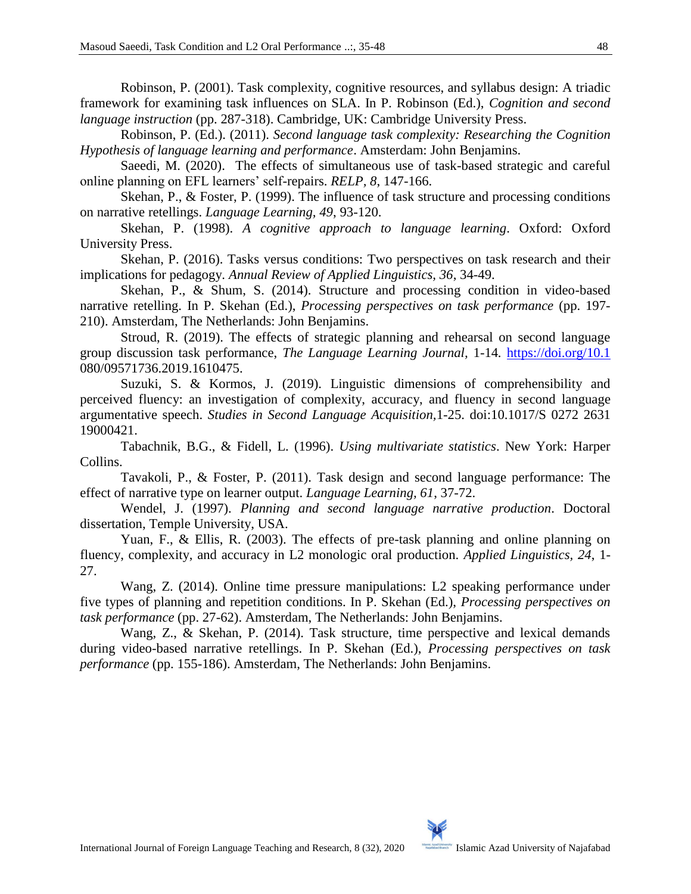Robinson, P. (2001). Task complexity, cognitive resources, and syllabus design: A triadic framework for examining task influences on SLA. In P. Robinson (Ed.), *Cognition and second language instruction* (pp. 287-318). Cambridge, UK: Cambridge University Press.

Robinson, P. (Ed.). (2011). *Second language task complexity: Researching the Cognition Hypothesis of language learning and performance*. Amsterdam: John Benjamins.

Saeedi, M. (2020). The effects of simultaneous use of task-based strategic and careful online planning on EFL learners' self-repairs. *RELP*, *8*, 147-166.

Skehan, P., & Foster, P. (1999). The influence of task structure and processing conditions on narrative retellings. *Language Learning*, *49*, 93-120.

Skehan, P. (1998). *A cognitive approach to language learning*. Oxford: Oxford University Press.

Skehan, P. (2016). Tasks versus conditions: Two perspectives on task research and their implications for pedagogy. *Annual Review of Applied Linguistics*, *36*, 34-49.

Skehan, P., & Shum, S. (2014). Structure and processing condition in video-based narrative retelling. In P. Skehan (Ed.), *Processing perspectives on task performance* (pp. 197-210). Amsterdam, The Netherlands: John Benjamins.

Stroud, R. (2019). The effects of strategic planning and rehearsal on second language group discussion task performance, *The Language Learning Journal*, 1-14. https://doi.org/10.1080/09571736.2019.1610475.

Suzuki, S. & Kormos, J. (2019). Linguistic dimensions of comprehensibility and perceived fluency: an investigation of complexity, accuracy, and fluency in second language argumentative speech. *Studies in Second Language Acquisition*,1-25. doi:10.1017/S 0272 2631 19000421.

Tabachnik, B.G., & Fidell, L. (1996). *Using multivariate statistics*. New York: Harper Collins.

Tavakoli, P., & Foster, P. (2011). Task design and second language performance: The effect of narrative type on learner output. *Language Learning*, *61*, 37-72.

Wendel, J. (1997). *Planning and second language narrative production*. Doctoral dissertation, Temple University, USA.

Yuan, F., & Ellis, R. (2003). The effects of pre-task planning and online planning on fluency, complexity, and accuracy in L2 monologic oral production. *Applied Linguistics*, *24*, 1-27.

Wang, Z. (2014). Online time pressure manipulations: L2 speaking performance under five types of planning and repetition conditions. In P. Skehan (Ed.), *Processing perspectives on task performance* (pp. 27-62). Amsterdam, The Netherlands: John Benjamins.

Wang, Z., & Skehan, P. (2014). Task structure, time perspective and lexical demands during video-based narrative retellings. In P. Skehan (Ed.), *Processing perspectives on task performance* (pp. 155-186). Amsterdam, The Netherlands: John Benjamins.